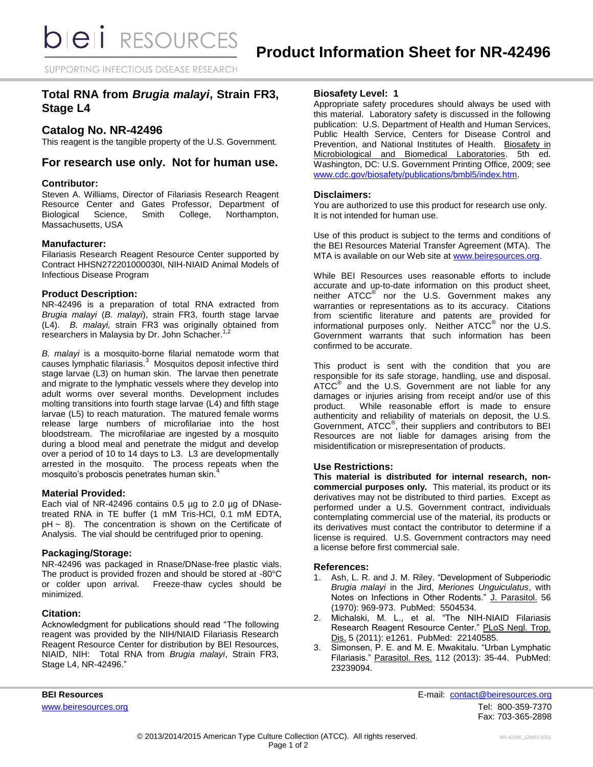# Product Information Sheet for NR-42496

## Total RNA from *Brugia malayi*, Strain FR3, Stage L4

## Catalog No. NR-42496

This reagent is the tangible property of the U.S. Government.

## For research use only. Not for human use.

### Contributor:

Steven A. Williams, Director of Filariasis Research Reagent Resource Center and Gates Professor, Department of Biological Science, Smith College, Northampton, Massachusetts, USA

### Manufacturer:

Filariasis Research Reagent Resource Center supported by Contract HHSN272201000030I, NIH-NIAID Animal Models of Infectious Disease Program

### Product Description:

NR-42496 is a preparation of total RNA extracted from *Brugia malayi* (*B. malayi*), strain FR3, fourth stage larvae (L4). *B. malayi,* strain FR3 was originally obtained from researchers in Malaysia by Dr. John Schacher.[1,2]

*B. malayi* is a mosquito-borne filarial nematode worm that causes lymphatic filariasis.[3] Mosquitos deposit infective third stage larvae (L3) on human skin. The larvae then penetrate and migrate to the lymphatic vessels where they develop into adult worms over several months. Development includes molting transitions into fourth stage larvae (L4) and fifth stage larvae (L5) to reach maturation. The matured female worms release large numbers of microfilariae into the host bloodstream. The microfilariae are ingested by a mosquito during a blood meal and penetrate the midgut and develop over a period of 10 to 14 days to L3. L3 are developmentally arrested in the mosquito. The process repeats when the mosquito's proboscis penetrates human skin.[4]

### Material Provided:

Each vial of NR-42496 contains 0.5 µg to 2.0 µg of DNase-treated RNA in TE buffer (1 mM Tris-HCl, 0.1 mM EDTA, pH ~ 8). The concentration is shown on the Certificate of Analysis. The vial should be centrifuged prior to opening.

### Packaging/Storage:

NR-42496 was packaged in Rnase/DNase-free plastic vials. The product is provided frozen and should be stored at -80°C or colder upon arrival. Freeze-thaw cycles should be minimized.

### Citation:

Acknowledgment for publications should read "The following reagent was provided by the NIH/NIAID Filariasis Research Reagent Resource Center for distribution by BEI Resources, NIAID, NIH: Total RNA from *Brugia malayi*, Strain FR3, Stage L4, NR-42496."

### Biosafety Level: 1

Appropriate safety procedures should always be used with this material. Laboratory safety is discussed in the following publication: U.S. Department of Health and Human Services, Public Health Service, Centers for Disease Control and Prevention, and National Institutes of Health. Biosafety in Microbiological and Biomedical Laboratories. 5th ed. Washington, DC: U.S. Government Printing Office, 2009; see www.cdc.gov/biosafety/publications/bmbl5/index.htm.

### Disclaimers:

You are authorized to use this product for research use only. It is not intended for human use.

Use of this product is subject to the terms and conditions of the BEI Resources Material Transfer Agreement (MTA). The MTA is available on our Web site at www.beiresources.org.

While BEI Resources uses reasonable efforts to include accurate and up-to-date information on this product sheet, neither ATCC® nor the U.S. Government makes any warranties or representations as to its accuracy. Citations from scientific literature and patents are provided for informational purposes only. Neither ATCC® nor the U.S. Government warrants that such information has been confirmed to be accurate.

This product is sent with the condition that you are responsible for its safe storage, handling, use and disposal. ATCC® and the U.S. Government are not liable for any damages or injuries arising from receipt and/or use of this product. While reasonable effort is made to ensure authenticity and reliability of materials on deposit, the U.S. Government, ATCC®, their suppliers and contributors to BEI Resources are not liable for damages arising from the misidentification or misrepresentation of products.

### Use Restrictions:

**This material is distributed for internal research, non-commercial purposes only.** This material, its product or its derivatives may not be distributed to third parties. Except as performed under a U.S. Government contract, individuals contemplating commercial use of the material, its products or its derivatives must contact the contributor to determine if a license is required. U.S. Government contractors may need a license before first commercial sale.

### References:

1. Ash, L. R. and J. M. Riley. "Development of Subperiodic *Brugia malayi* in the Jird, *Meriones Unguiculatus*, with Notes on Infections in Other Rodents." J. Parasitol. 56 (1970): 969-973. PubMed: 5504534.
2. Michalski, M. L., et al. "The NIH-NIAID Filariasis Research Reagent Resource Center." PLoS Negl. Trop. Dis. 5 (2011): e1261. PubMed: 22140585.
3. Simonsen, P. E. and M. E. Mwakitalu. "Urban Lymphatic Filariasis." Parasitol. Res. 112 (2013): 35-44. PubMed: 23239094.

**BEI Resources**
www.beiresources.org

E-mail: contact@beiresources.org
Tel: 800-359-7370
Fax: 703-365-2898

© 2013/2014/2015 American Type Culture Collection (ATCC). All rights reserved.

NR-42496_12MAY2015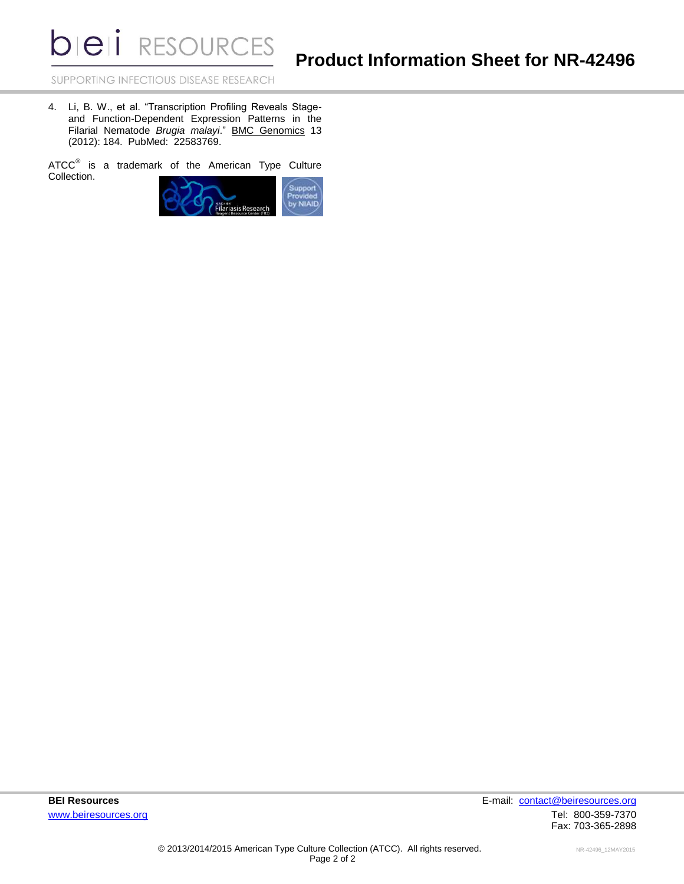4. Li, B. W., et al. "Transcription Profiling Reveals Stage- and Function-Dependent Expression Patterns in the Filarial Nematode *Brugia malayi*." BMC Genomics 13 (2012): 184. PubMed: 22583769.

ATCC® is a trademark of the American Type Culture Collection.

**BEI Resources**
www.beiresources.org

E-mail: contact@beiresources.org
Tel: 800-359-7370
Fax: 703-365-2898

© 2013/2014/2015 American Type Culture Collection (ATCC). All rights reserved.

NR-42496_12MAY2015